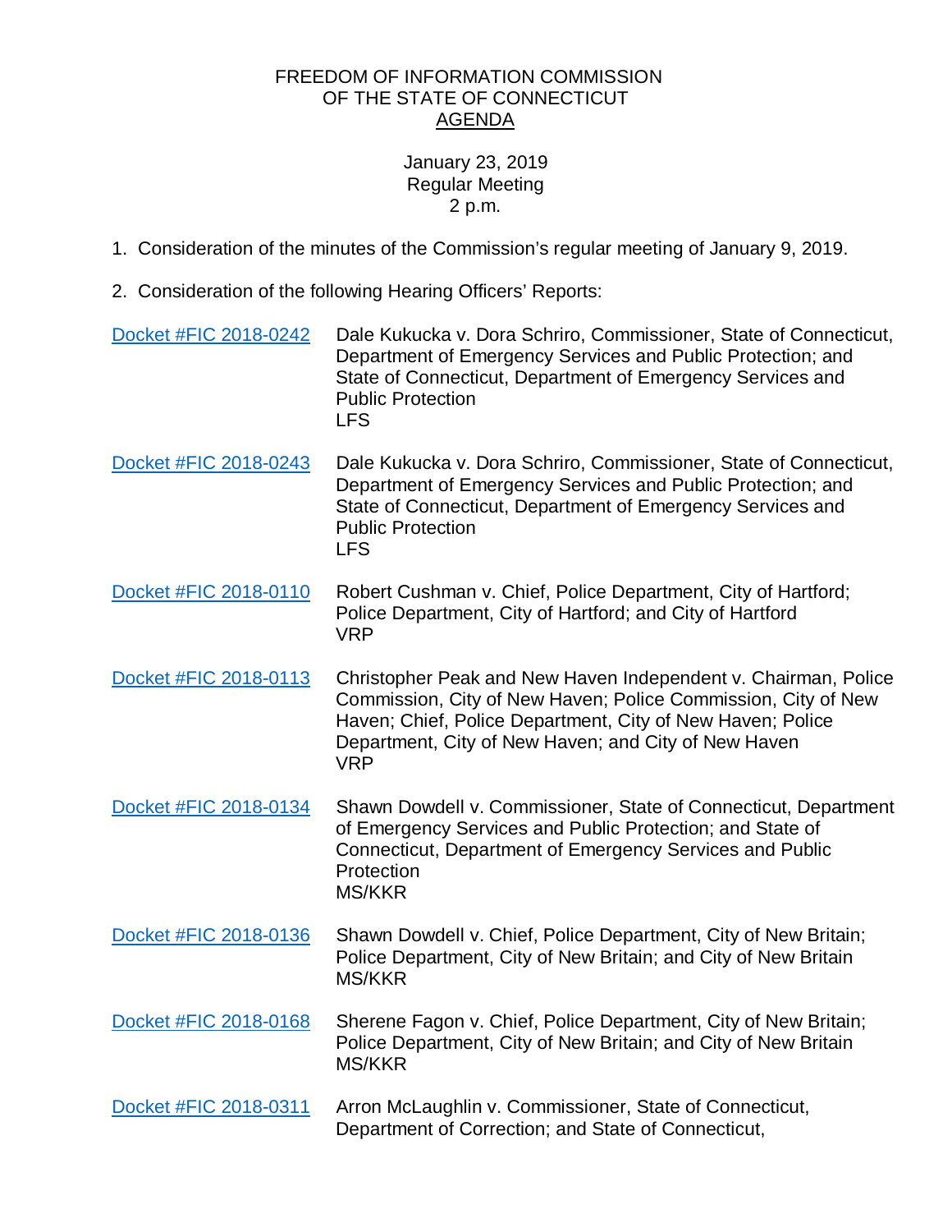FREEDOM OF INFORMATION COMMISSION
OF THE STATE OF CONNECTICUT
AGENDA

January 23, 2019
Regular Meeting
2 p.m.

1. Consideration of the minutes of the Commission's regular meeting of January 9, 2019.

2. Consideration of the following Hearing Officers' Reports:

| | |
|---|---|
| Docket #FIC 2018-0242 | Dale Kukucka v. Dora Schriro, Commissioner, State of Connecticut, Department of Emergency Services and Public Protection; and State of Connecticut, Department of Emergency Services and Public Protection<br>LFS |
| Docket #FIC 2018-0243 | Dale Kukucka v. Dora Schriro, Commissioner, State of Connecticut, Department of Emergency Services and Public Protection; and State of Connecticut, Department of Emergency Services and Public Protection<br>LFS |
| Docket #FIC 2018-0110 | Robert Cushman v. Chief, Police Department, City of Hartford; Police Department, City of Hartford; and City of Hartford<br>VRP |
| Docket #FIC 2018-0113 | Christopher Peak and New Haven Independent v. Chairman, Police Commission, City of New Haven; Police Commission, City of New Haven; Chief, Police Department, City of New Haven; Police Department, City of New Haven; and City of New Haven<br>VRP |
| Docket #FIC 2018-0134 | Shawn Dowdell v. Commissioner, State of Connecticut, Department of Emergency Services and Public Protection; and State of Connecticut, Department of Emergency Services and Public Protection<br>MS/KKR |
| Docket #FIC 2018-0136 | Shawn Dowdell v. Chief, Police Department, City of New Britain; Police Department, City of New Britain; and City of New Britain<br>MS/KKR |
| Docket #FIC 2018-0168 | Sherene Fagon v. Chief, Police Department, City of New Britain; Police Department, City of New Britain; and City of New Britain<br>MS/KKR |
| Docket #FIC 2018-0311 | Arron McLaughlin v. Commissioner, State of Connecticut, Department of Correction; and State of Connecticut, |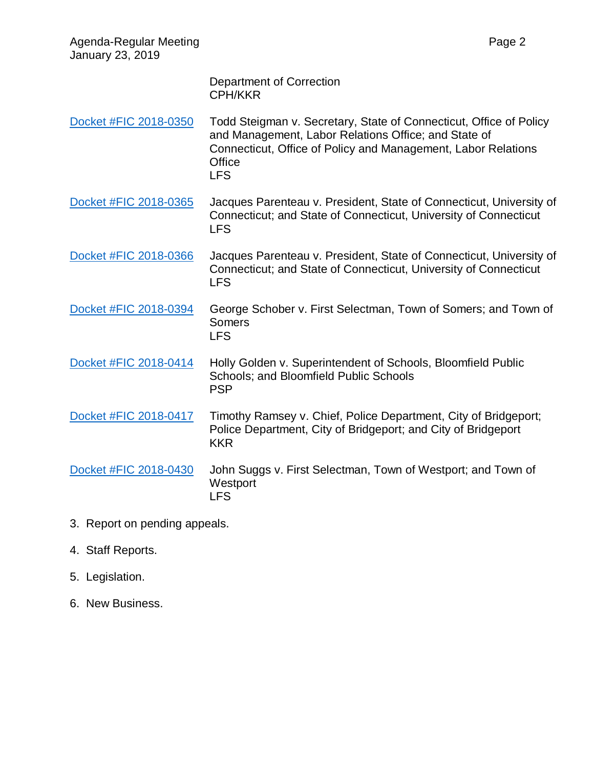Department of Correction
CPH/KKR

| | |
|---|---|
| Docket #FIC 2018-0350 | Todd Steigman v. Secretary, State of Connecticut, Office of Policy and Management, Labor Relations Office; and State of Connecticut, Office of Policy and Management, Labor Relations Office<br>LFS |
| Docket #FIC 2018-0365 | Jacques Parenteau v. President, State of Connecticut, University of Connecticut; and State of Connecticut, University of Connecticut<br>LFS |
| Docket #FIC 2018-0366 | Jacques Parenteau v. President, State of Connecticut, University of Connecticut; and State of Connecticut, University of Connecticut<br>LFS |
| Docket #FIC 2018-0394 | George Schober v. First Selectman, Town of Somers; and Town of Somers<br>LFS |
| Docket #FIC 2018-0414 | Holly Golden v. Superintendent of Schools, Bloomfield Public Schools; and Bloomfield Public Schools<br>PSP |
| Docket #FIC 2018-0417 | Timothy Ramsey v. Chief, Police Department, City of Bridgeport; Police Department, City of Bridgeport; and City of Bridgeport<br>KKR |
| Docket #FIC 2018-0430 | John Suggs v. First Selectman, Town of Westport; and Town of Westport<br>LFS |

3. Report on pending appeals.
4. Staff Reports.
5. Legislation.
6. New Business.